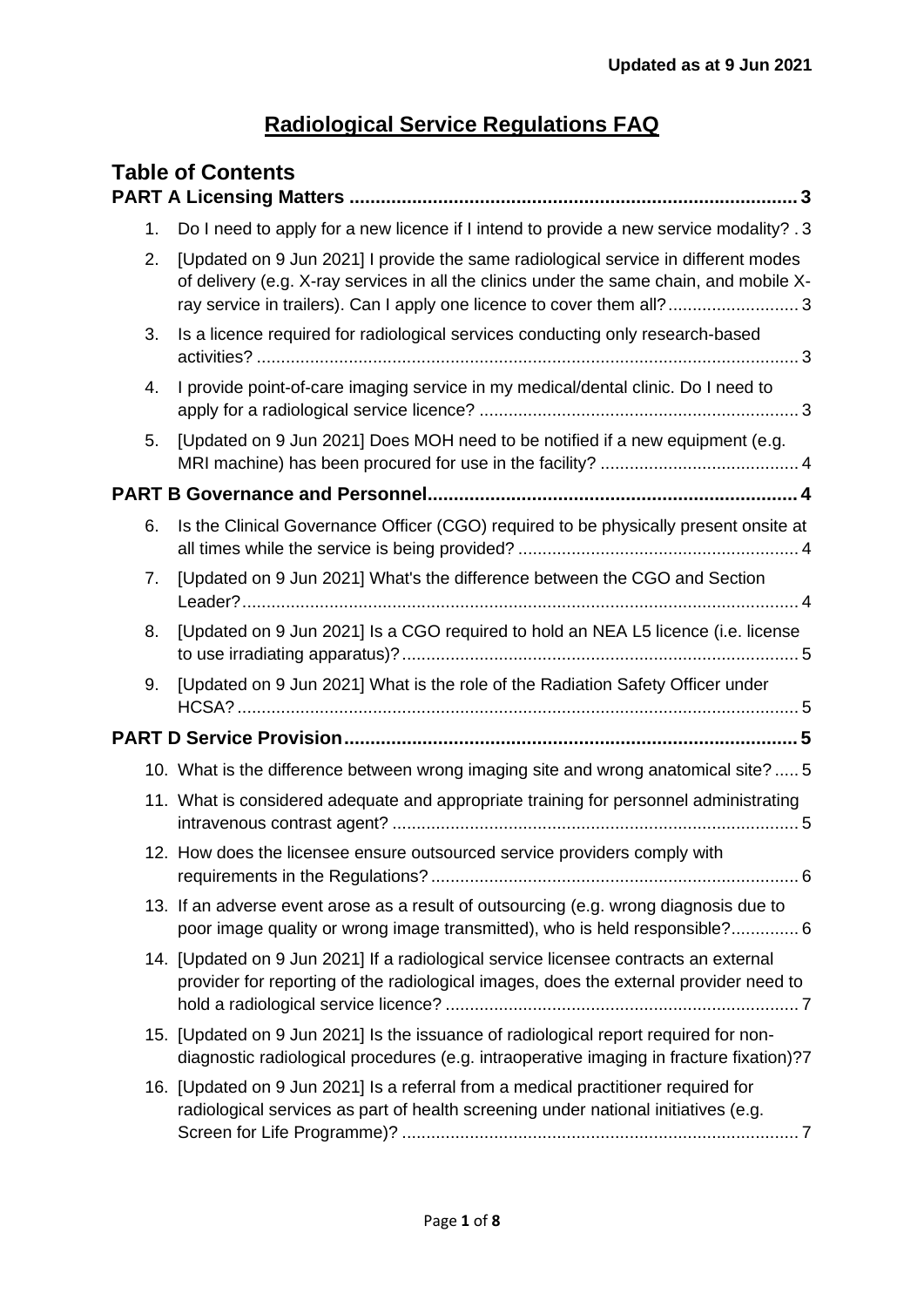**Updated as at 9 Jun 2021**

# Radiological Service Regulations FAQ

## Table of Contents

**PART A Licensing Matters ..................................................................................... 3**

1. Do I need to apply for a new licence if I intend to provide a new service modality? . 3
2. [Updated on 9 Jun 2021] I provide the same radiological service in different modes of delivery (e.g. X-ray services in all the clinics under the same chain, and mobile X-ray service in trailers). Can I apply one licence to cover them all? .......................... 3
3. Is a licence required for radiological services conducting only research-based activities? ................................................................................................................ 3
4. I provide point-of-care imaging service in my medical/dental clinic. Do I need to apply for a radiological service licence? .................................................................. 3
5. [Updated on 9 Jun 2021] Does MOH need to be notified if a new equipment (e.g. MRI machine) has been procured for use in the facility? ......................................... 4

**PART B Governance and Personnel....................................................................... 4**

6. Is the Clinical Governance Officer (CGO) required to be physically present onsite at all times while the service is being provided? .......................................................... 4
7. [Updated on 9 Jun 2021] What's the difference between the CGO and Section Leader? ................................................................................................................... 4
8. [Updated on 9 Jun 2021] Is a CGO required to hold an NEA L5 licence (i.e. license to use irradiating apparatus)? ................................................................................. 5
9. [Updated on 9 Jun 2021] What is the role of the Radiation Safety Officer under HCSA? .................................................................................................................... 5

**PART D Service Provision....................................................................................... 5**

10. What is the difference between wrong imaging site and wrong anatomical site? ..... 5
11. What is considered adequate and appropriate training for personnel administrating intravenous contrast agent? .................................................................................... 5
12. How does the licensee ensure outsourced service providers comply with requirements in the Regulations? ............................................................................ 6
13. If an adverse event arose as a result of outsourcing (e.g. wrong diagnosis due to poor image quality or wrong image transmitted), who is held responsible? .............. 6
14. [Updated on 9 Jun 2021] If a radiological service licensee contracts an external provider for reporting of the radiological images, does the external provider need to hold a radiological service licence? ......................................................................... 7
15. [Updated on 9 Jun 2021] Is the issuance of radiological report required for non-diagnostic radiological procedures (e.g. intraoperative imaging in fracture fixation)? 7
16. [Updated on 9 Jun 2021] Is a referral from a medical practitioner required for radiological services as part of health screening under national initiatives (e.g. Screen for Life Programme)? .................................................................................. 7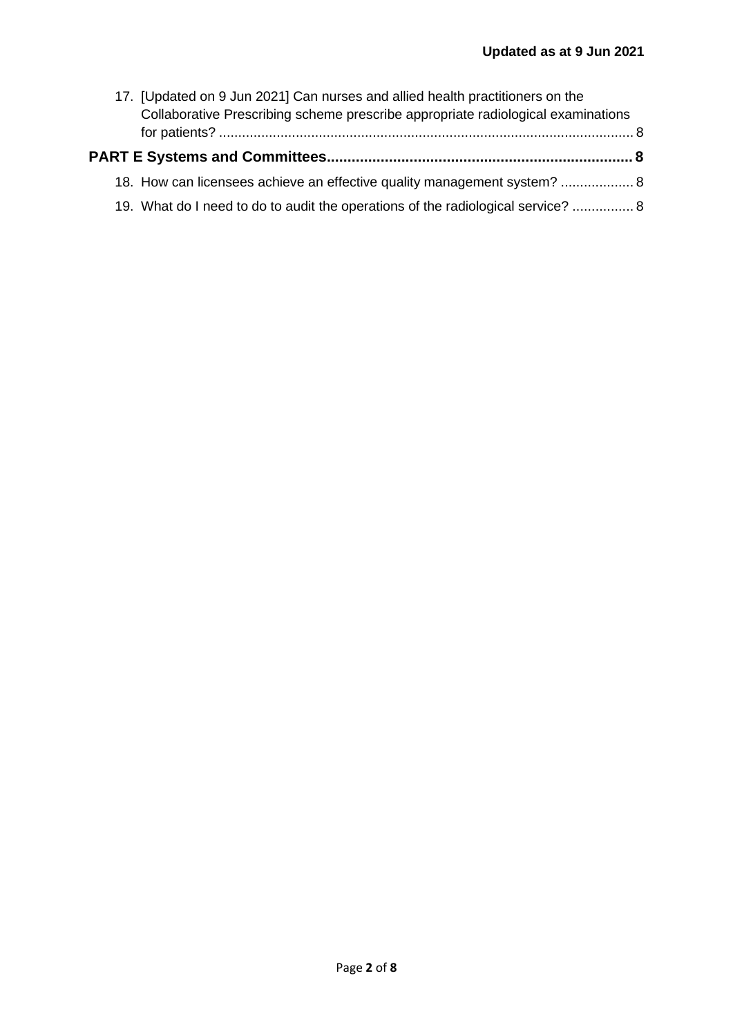17. [Updated on 9 Jun 2021] Can nurses and allied health practitioners on the Collaborative Prescribing scheme prescribe appropriate radiological examinations for patients? ........................................................................................................... 8

**PART E Systems and Committees......................................................................... 8**

18. How can licensees achieve an effective quality management system? ................... 8

19. What do I need to do to audit the operations of the radiological service? ................ 8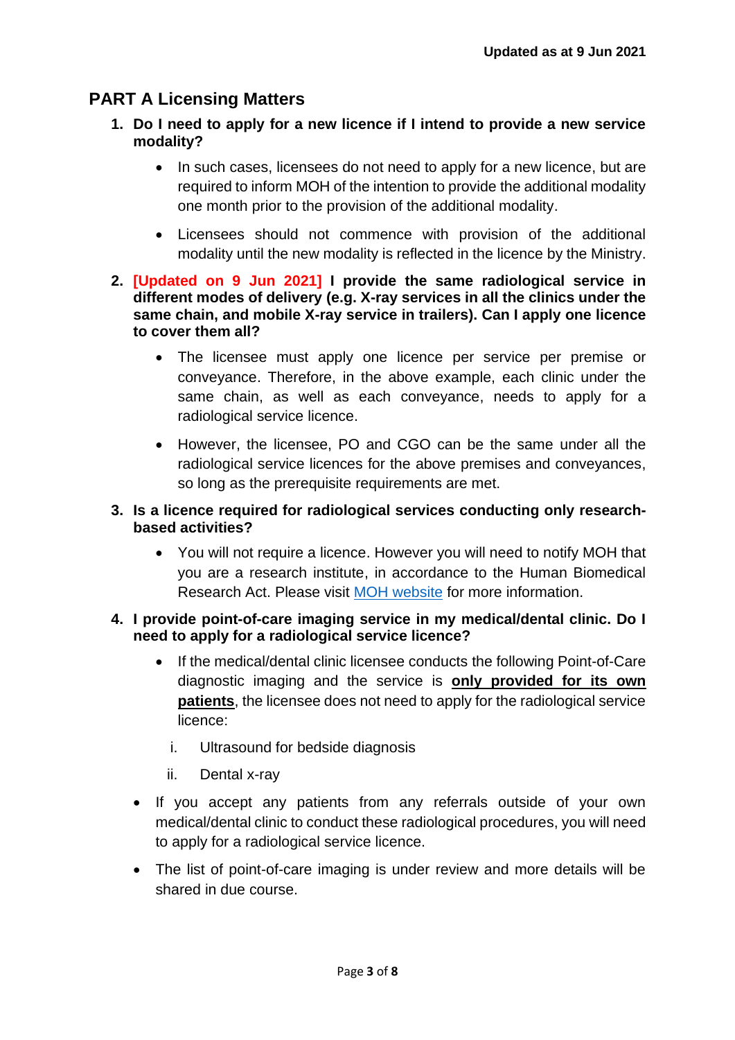Updated as at 9 Jun 2021

## PART A Licensing Matters

1. **Do I need to apply for a new licence if I intend to provide a new service modality?**

    - In such cases, licensees do not need to apply for a new licence, but are required to inform MOH of the intention to provide the additional modality one month prior to the provision of the additional modality.
    - Licensees should not commence with provision of the additional modality until the new modality is reflected in the licence by the Ministry.

2. **[Updated on 9 Jun 2021] I provide the same radiological service in different modes of delivery (e.g. X-ray services in all the clinics under the same chain, and mobile X-ray service in trailers). Can I apply one licence to cover them all?**

    - The licensee must apply one licence per service per premise or conveyance. Therefore, in the above example, each clinic under the same chain, as well as each conveyance, needs to apply for a radiological service licence.
    - However, the licensee, PO and CGO can be the same under all the radiological service licences for the above premises and conveyances, so long as the prerequisite requirements are met.

3. **Is a licence required for radiological services conducting only research-based activities?**

    - You will not require a licence. However you will need to notify MOH that you are a research institute, in accordance to the Human Biomedical Research Act. Please visit MOH website for more information.

4. **I provide point-of-care imaging service in my medical/dental clinic. Do I need to apply for a radiological service licence?**

    - If the medical/dental clinic licensee conducts the following Point-of-Care diagnostic imaging and the service is **only provided for its own patients**, the licensee does not need to apply for the radiological service licence:

        i. Ultrasound for bedside diagnosis

        ii. Dental x-ray

- If you accept any patients from any referrals outside of your own medical/dental clinic to conduct these radiological procedures, you will need to apply for a radiological service licence.
- The list of point-of-care imaging is under review and more details will be shared in due course.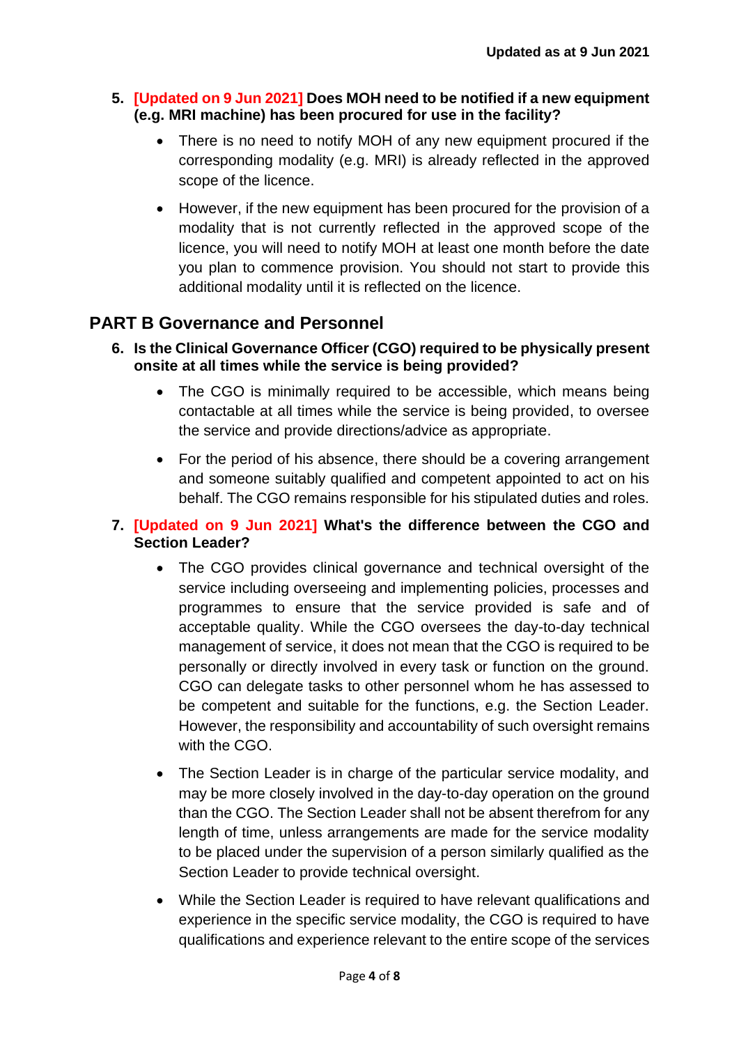5. **[Updated on 9 Jun 2021] Does MOH need to be notified if a new equipment (e.g. MRI machine) has been procured for use in the facility?**

   - There is no need to notify MOH of any new equipment procured if the corresponding modality (e.g. MRI) is already reflected in the approved scope of the licence.
   - However, if the new equipment has been procured for the provision of a modality that is not currently reflected in the approved scope of the licence, you will need to notify MOH at least one month before the date you plan to commence provision. You should not start to provide this additional modality until it is reflected on the licence.

## PART B Governance and Personnel

6. **Is the Clinical Governance Officer (CGO) required to be physically present onsite at all times while the service is being provided?**

   - The CGO is minimally required to be accessible, which means being contactable at all times while the service is being provided, to oversee the service and provide directions/advice as appropriate.
   - For the period of his absence, there should be a covering arrangement and someone suitably qualified and competent appointed to act on his behalf. The CGO remains responsible for his stipulated duties and roles.

7. **[Updated on 9 Jun 2021] What's the difference between the CGO and Section Leader?**

   - The CGO provides clinical governance and technical oversight of the service including overseeing and implementing policies, processes and programmes to ensure that the service provided is safe and of acceptable quality. While the CGO oversees the day-to-day technical management of service, it does not mean that the CGO is required to be personally or directly involved in every task or function on the ground. CGO can delegate tasks to other personnel whom he has assessed to be competent and suitable for the functions, e.g. the Section Leader. However, the responsibility and accountability of such oversight remains with the CGO.
   - The Section Leader is in charge of the particular service modality, and may be more closely involved in the day-to-day operation on the ground than the CGO. The Section Leader shall not be absent therefrom for any length of time, unless arrangements are made for the service modality to be placed under the supervision of a person similarly qualified as the Section Leader to provide technical oversight.
   - While the Section Leader is required to have relevant qualifications and experience in the specific service modality, the CGO is required to have qualifications and experience relevant to the entire scope of the services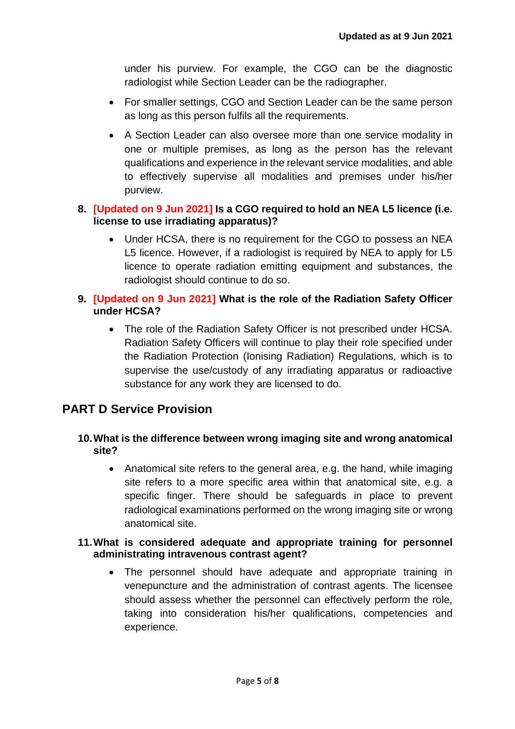under his purview. For example, the CGO can be the diagnostic radiologist while Section Leader can be the radiographer.

- For smaller settings, CGO and Section Leader can be the same person as long as this person fulfils all the requirements.
- A Section Leader can also oversee more than one service modality in one or multiple premises, as long as the person has the relevant qualifications and experience in the relevant service modalities, and able to effectively supervise all modalities and premises under his/her purview.

**8. [Updated on 9 Jun 2021] Is a CGO required to hold an NEA L5 licence (i.e. license to use irradiating apparatus)?**

- Under HCSA, there is no requirement for the CGO to possess an NEA L5 licence. However, if a radiologist is required by NEA to apply for L5 licence to operate radiation emitting equipment and substances, the radiologist should continue to do so.

**9. [Updated on 9 Jun 2021] What is the role of the Radiation Safety Officer under HCSA?**

- The role of the Radiation Safety Officer is not prescribed under HCSA. Radiation Safety Officers will continue to play their role specified under the Radiation Protection (Ionising Radiation) Regulations, which is to supervise the use/custody of any irradiating apparatus or radioactive substance for any work they are licensed to do.

## PART D Service Provision

**10. What is the difference between wrong imaging site and wrong anatomical site?**

- Anatomical site refers to the general area, e.g. the hand, while imaging site refers to a more specific area within that anatomical site, e.g. a specific finger. There should be safeguards in place to prevent radiological examinations performed on the wrong imaging site or wrong anatomical site.

**11. What is considered adequate and appropriate training for personnel administrating intravenous contrast agent?**

- The personnel should have adequate and appropriate training in venepuncture and the administration of contrast agents. The licensee should assess whether the personnel can effectively perform the role, taking into consideration his/her qualifications, competencies and experience.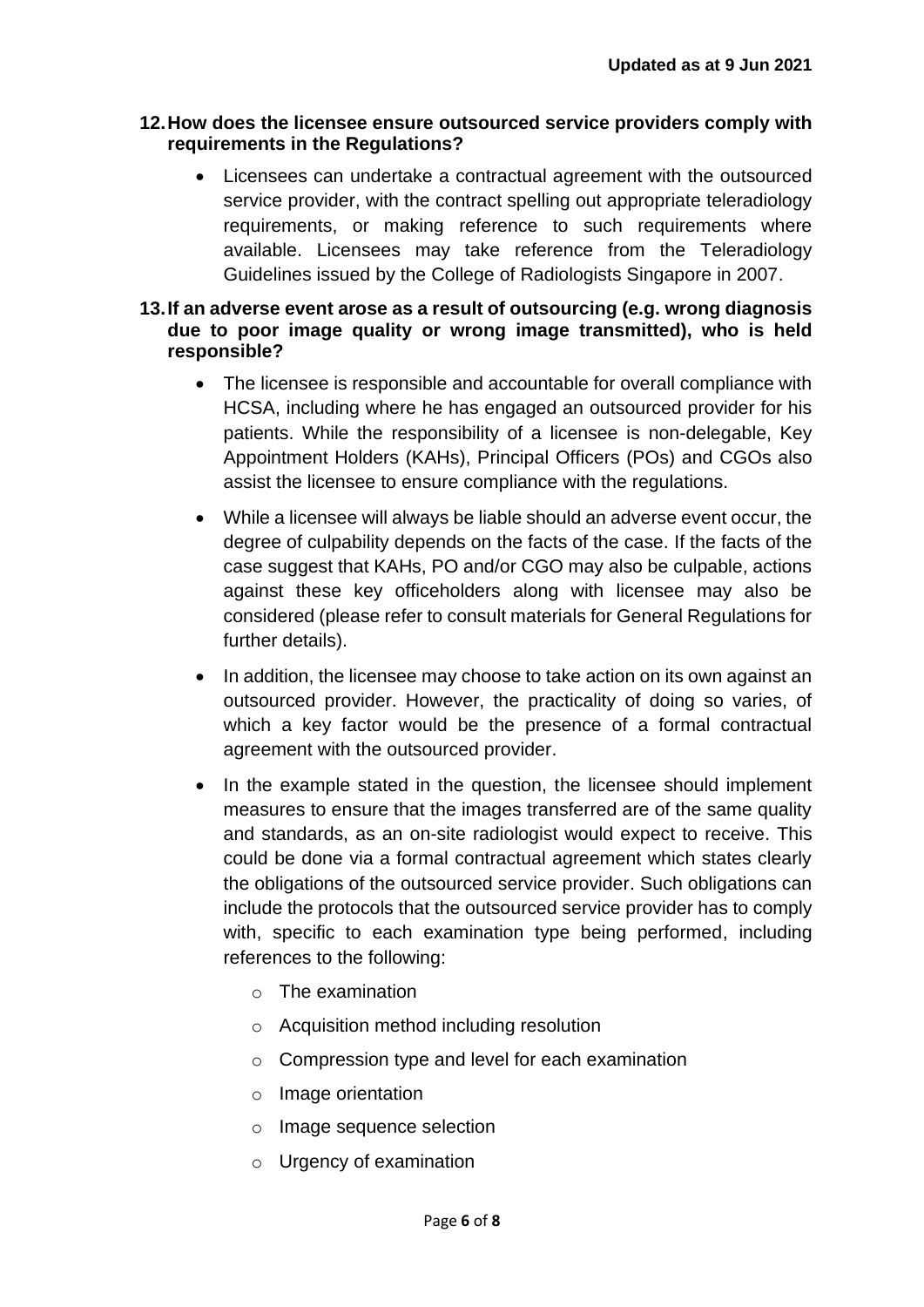**12. How does the licensee ensure outsourced service providers comply with requirements in the Regulations?**

- Licensees can undertake a contractual agreement with the outsourced service provider, with the contract spelling out appropriate teleradiology requirements, or making reference to such requirements where available. Licensees may take reference from the Teleradiology Guidelines issued by the College of Radiologists Singapore in 2007.

**13. If an adverse event arose as a result of outsourcing (e.g. wrong diagnosis due to poor image quality or wrong image transmitted), who is held responsible?**

- The licensee is responsible and accountable for overall compliance with HCSA, including where he has engaged an outsourced provider for his patients. While the responsibility of a licensee is non-delegable, Key Appointment Holders (KAHs), Principal Officers (POs) and CGOs also assist the licensee to ensure compliance with the regulations.
- While a licensee will always be liable should an adverse event occur, the degree of culpability depends on the facts of the case. If the facts of the case suggest that KAHs, PO and/or CGO may also be culpable, actions against these key officeholders along with licensee may also be considered (please refer to consult materials for General Regulations for further details).
- In addition, the licensee may choose to take action on its own against an outsourced provider. However, the practicality of doing so varies, of which a key factor would be the presence of a formal contractual agreement with the outsourced provider.
- In the example stated in the question, the licensee should implement measures to ensure that the images transferred are of the same quality and standards, as an on-site radiologist would expect to receive. This could be done via a formal contractual agreement which states clearly the obligations of the outsourced service provider. Such obligations can include the protocols that the outsourced service provider has to comply with, specific to each examination type being performed, including references to the following:
    - The examination
    - Acquisition method including resolution
    - Compression type and level for each examination
    - Image orientation
    - Image sequence selection
    - Urgency of examination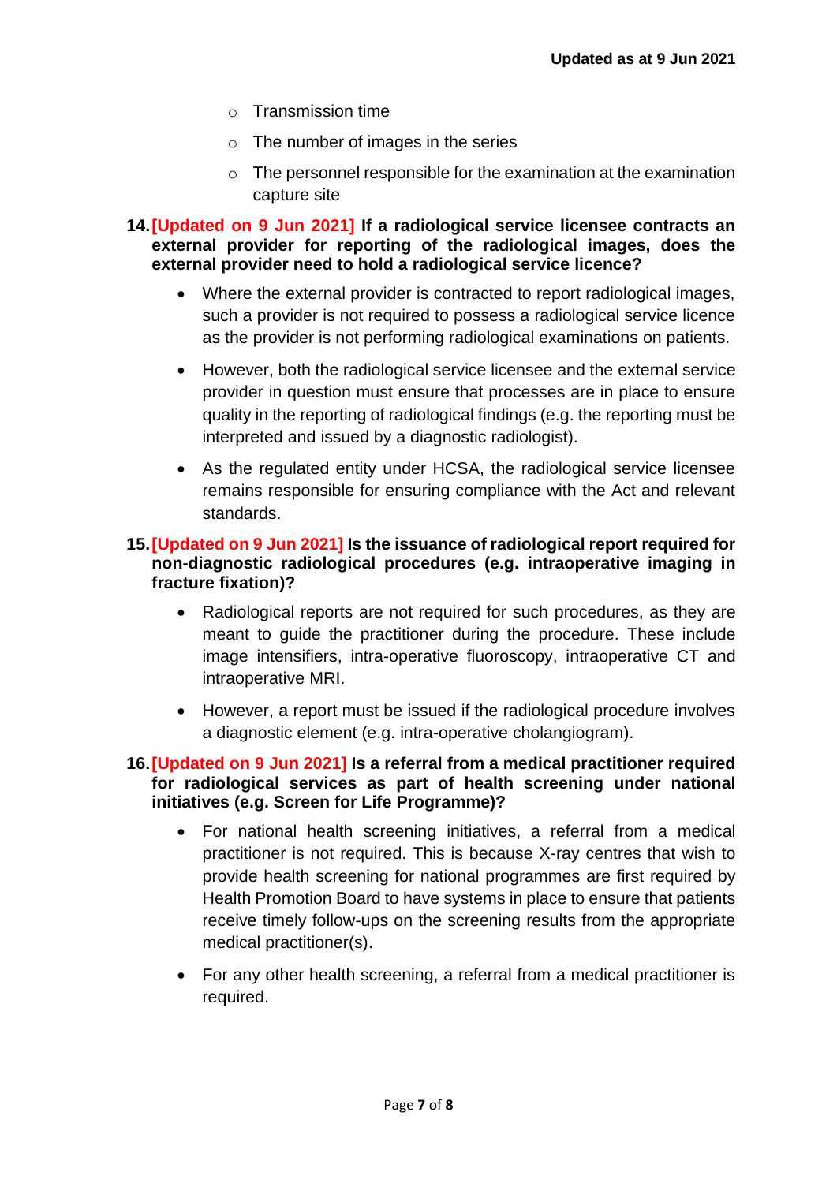- Transmission time
    - The number of images in the series
    - The personnel responsible for the examination at the examination capture site

14. **[Updated on 9 Jun 2021] If a radiological service licensee contracts an external provider for reporting of the radiological images, does the external provider need to hold a radiological service licence?**

    - Where the external provider is contracted to report radiological images, such a provider is not required to possess a radiological service licence as the provider is not performing radiological examinations on patients.
    - However, both the radiological service licensee and the external service provider in question must ensure that processes are in place to ensure quality in the reporting of radiological findings (e.g. the reporting must be interpreted and issued by a diagnostic radiologist).
    - As the regulated entity under HCSA, the radiological service licensee remains responsible for ensuring compliance with the Act and relevant standards.

15. **[Updated on 9 Jun 2021] Is the issuance of radiological report required for non-diagnostic radiological procedures (e.g. intraoperative imaging in fracture fixation)?**

    - Radiological reports are not required for such procedures, as they are meant to guide the practitioner during the procedure. These include image intensifiers, intra-operative fluoroscopy, intraoperative CT and intraoperative MRI.
    - However, a report must be issued if the radiological procedure involves a diagnostic element (e.g. intra-operative cholangiogram).

16. **[Updated on 9 Jun 2021] Is a referral from a medical practitioner required for radiological services as part of health screening under national initiatives (e.g. Screen for Life Programme)?**

    - For national health screening initiatives, a referral from a medical practitioner is not required. This is because X-ray centres that wish to provide health screening for national programmes are first required by Health Promotion Board to have systems in place to ensure that patients receive timely follow-ups on the screening results from the appropriate medical practitioner(s).
    - For any other health screening, a referral from a medical practitioner is required.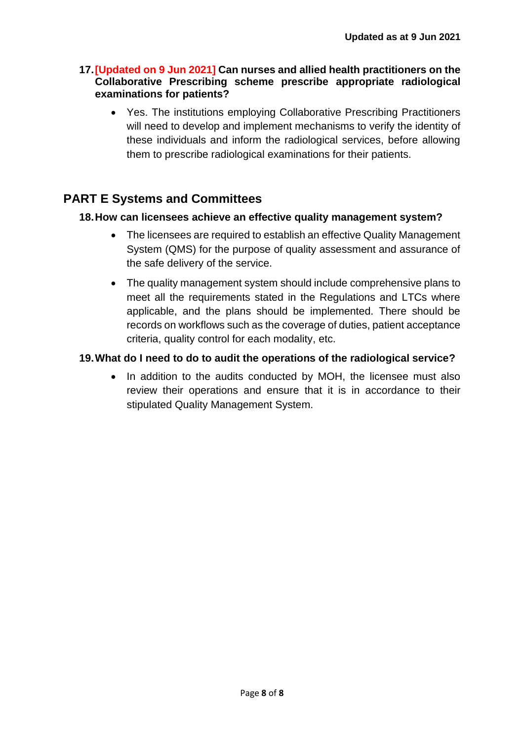**17. [Updated on 9 Jun 2021] Can nurses and allied health practitioners on the Collaborative Prescribing scheme prescribe appropriate radiological examinations for patients?**

- Yes. The institutions employing Collaborative Prescribing Practitioners will need to develop and implement mechanisms to verify the identity of these individuals and inform the radiological services, before allowing them to prescribe radiological examinations for their patients.

## PART E Systems and Committees

**18. How can licensees achieve an effective quality management system?**

- The licensees are required to establish an effective Quality Management System (QMS) for the purpose of quality assessment and assurance of the safe delivery of the service.
- The quality management system should include comprehensive plans to meet all the requirements stated in the Regulations and LTCs where applicable, and the plans should be implemented. There should be records on workflows such as the coverage of duties, patient acceptance criteria, quality control for each modality, etc.

**19. What do I need to do to audit the operations of the radiological service?**

- In addition to the audits conducted by MOH, the licensee must also review their operations and ensure that it is in accordance to their stipulated Quality Management System.